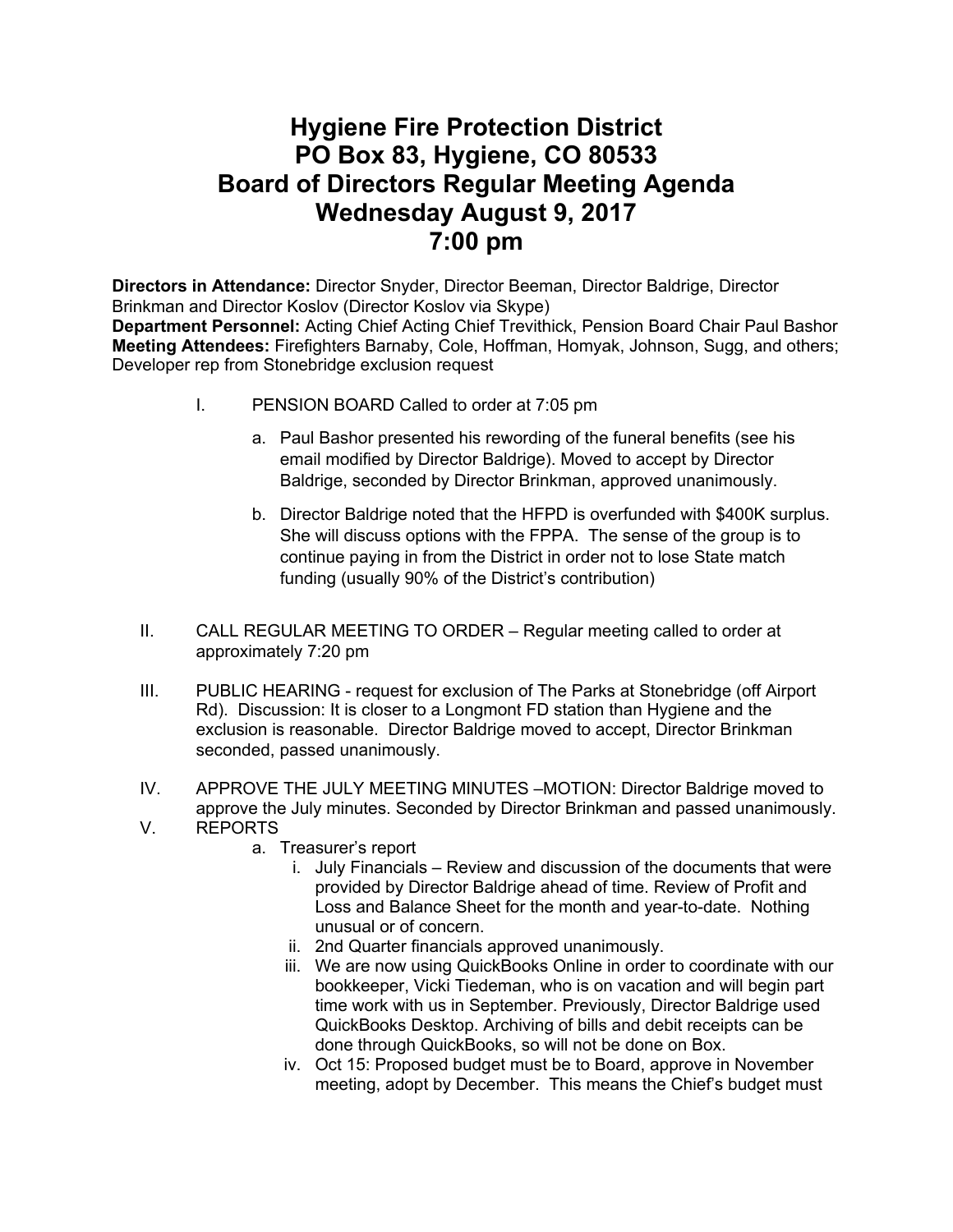# Hygiene Fire Protection District
# PO Box 83, Hygiene, CO 80533
# Board of Directors Regular Meeting Agenda
# Wednesday August 9, 2017
# 7:00 pm

**Directors in Attendance:** Director Snyder, Director Beeman, Director Baldrige, Director Brinkman and Director Koslov (Director Koslov via Skype)
**Department Personnel:** Acting Chief Acting Chief Trevithick, Pension Board Chair Paul Bashor
**Meeting Attendees:** Firefighters Barnaby, Cole, Hoffman, Homyak, Johnson, Sugg, and others; Developer rep from Stonebridge exclusion request

I. PENSION BOARD Called to order at 7:05 pm

   a. Paul Bashor presented his rewording of the funeral benefits (see his email modified by Director Baldrige). Moved to accept by Director Baldrige, seconded by Director Brinkman, approved unanimously.

   b. Director Baldrige noted that the HFPD is overfunded with $400K surplus. She will discuss options with the FPPA. The sense of the group is to continue paying in from the District in order not to lose State match funding (usually 90% of the District's contribution)

II. CALL REGULAR MEETING TO ORDER – Regular meeting called to order at approximately 7:20 pm

III. PUBLIC HEARING - request for exclusion of The Parks at Stonebridge (off Airport Rd). Discussion: It is closer to a Longmont FD station than Hygiene and the exclusion is reasonable. Director Baldrige moved to accept, Director Brinkman seconded, passed unanimously.

IV. APPROVE THE JULY MEETING MINUTES –MOTION: Director Baldrige moved to approve the July minutes. Seconded by Director Brinkman and passed unanimously.

V. REPORTS

   a. Treasurer's report

      i. July Financials – Review and discussion of the documents that were provided by Director Baldrige ahead of time. Review of Profit and Loss and Balance Sheet for the month and year-to-date. Nothing unusual or of concern.

      ii. 2nd Quarter financials approved unanimously.

      iii. We are now using QuickBooks Online in order to coordinate with our bookkeeper, Vicki Tiedeman, who is on vacation and will begin part time work with us in September. Previously, Director Baldrige used QuickBooks Desktop. Archiving of bills and debit receipts can be done through QuickBooks, so will not be done on Box.

      iv. Oct 15: Proposed budget must be to Board, approve in November meeting, adopt by December. This means the Chief's budget must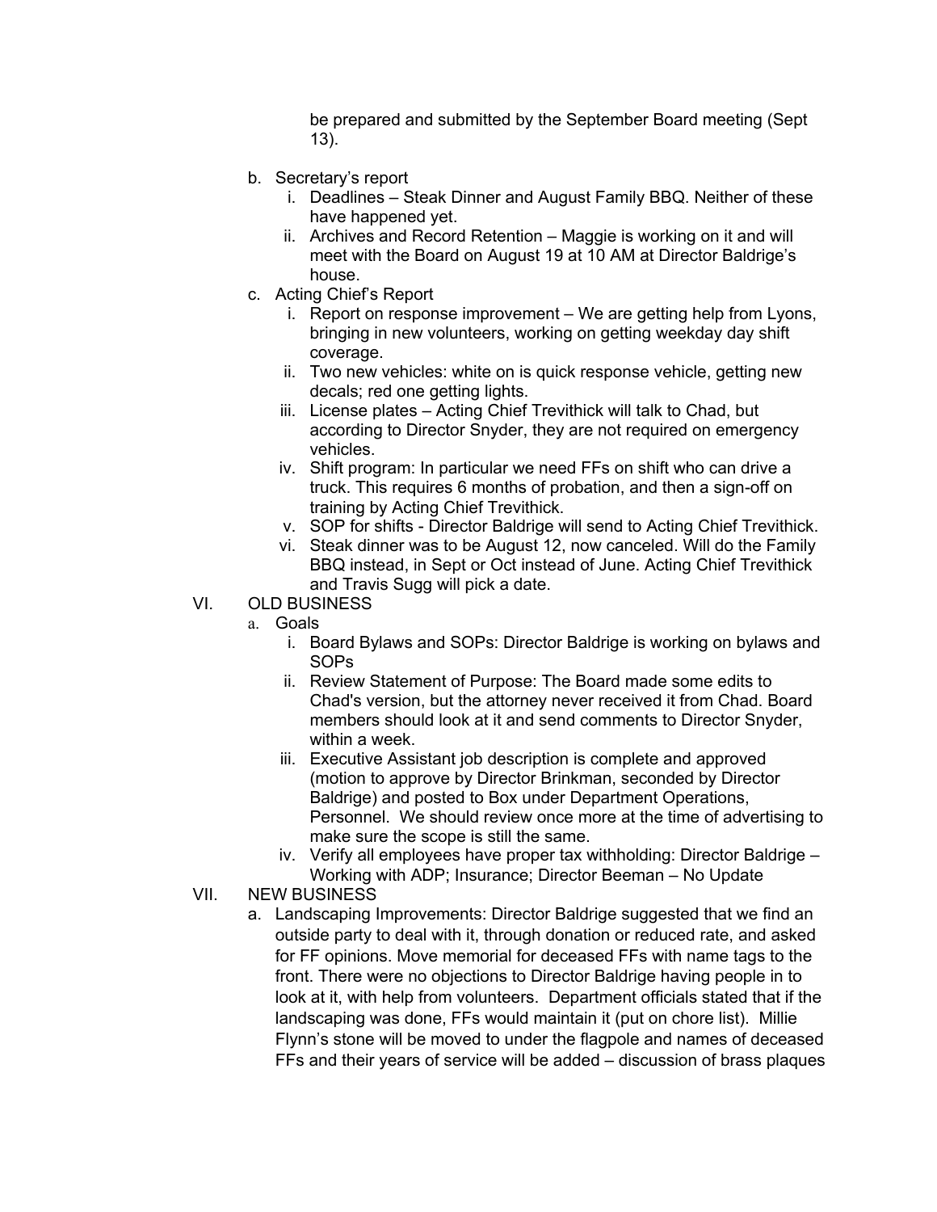be prepared and submitted by the September Board meeting (Sept 13).

b. Secretary's report
   i. Deadlines – Steak Dinner and August Family BBQ. Neither of these have happened yet.
   ii. Archives and Record Retention – Maggie is working on it and will meet with the Board on August 19 at 10 AM at Director Baldrige's house.

c. Acting Chief's Report
   i. Report on response improvement – We are getting help from Lyons, bringing in new volunteers, working on getting weekday day shift coverage.
   ii. Two new vehicles: white on is quick response vehicle, getting new decals; red one getting lights.
   iii. License plates – Acting Chief Trevithick will talk to Chad, but according to Director Snyder, they are not required on emergency vehicles.
   iv. Shift program: In particular we need FFs on shift who can drive a truck. This requires 6 months of probation, and then a sign-off on training by Acting Chief Trevithick.
   v. SOP for shifts - Director Baldrige will send to Acting Chief Trevithick.
   vi. Steak dinner was to be August 12, now canceled. Will do the Family BBQ instead, in Sept or Oct instead of June. Acting Chief Trevithick and Travis Sugg will pick a date.

VI. OLD BUSINESS

a. Goals
   i. Board Bylaws and SOPs: Director Baldrige is working on bylaws and SOPs
   ii. Review Statement of Purpose: The Board made some edits to Chad's version, but the attorney never received it from Chad. Board members should look at it and send comments to Director Snyder, within a week.
   iii. Executive Assistant job description is complete and approved (motion to approve by Director Brinkman, seconded by Director Baldrige) and posted to Box under Department Operations, Personnel. We should review once more at the time of advertising to make sure the scope is still the same.
   iv. Verify all employees have proper tax withholding: Director Baldrige – Working with ADP; Insurance; Director Beeman – No Update

VII. NEW BUSINESS

a. Landscaping Improvements: Director Baldrige suggested that we find an outside party to deal with it, through donation or reduced rate, and asked for FF opinions. Move memorial for deceased FFs with name tags to the front. There were no objections to Director Baldrige having people in to look at it, with help from volunteers. Department officials stated that if the landscaping was done, FFs would maintain it (put on chore list). Millie Flynn's stone will be moved to under the flagpole and names of deceased FFs and their years of service will be added – discussion of brass plaques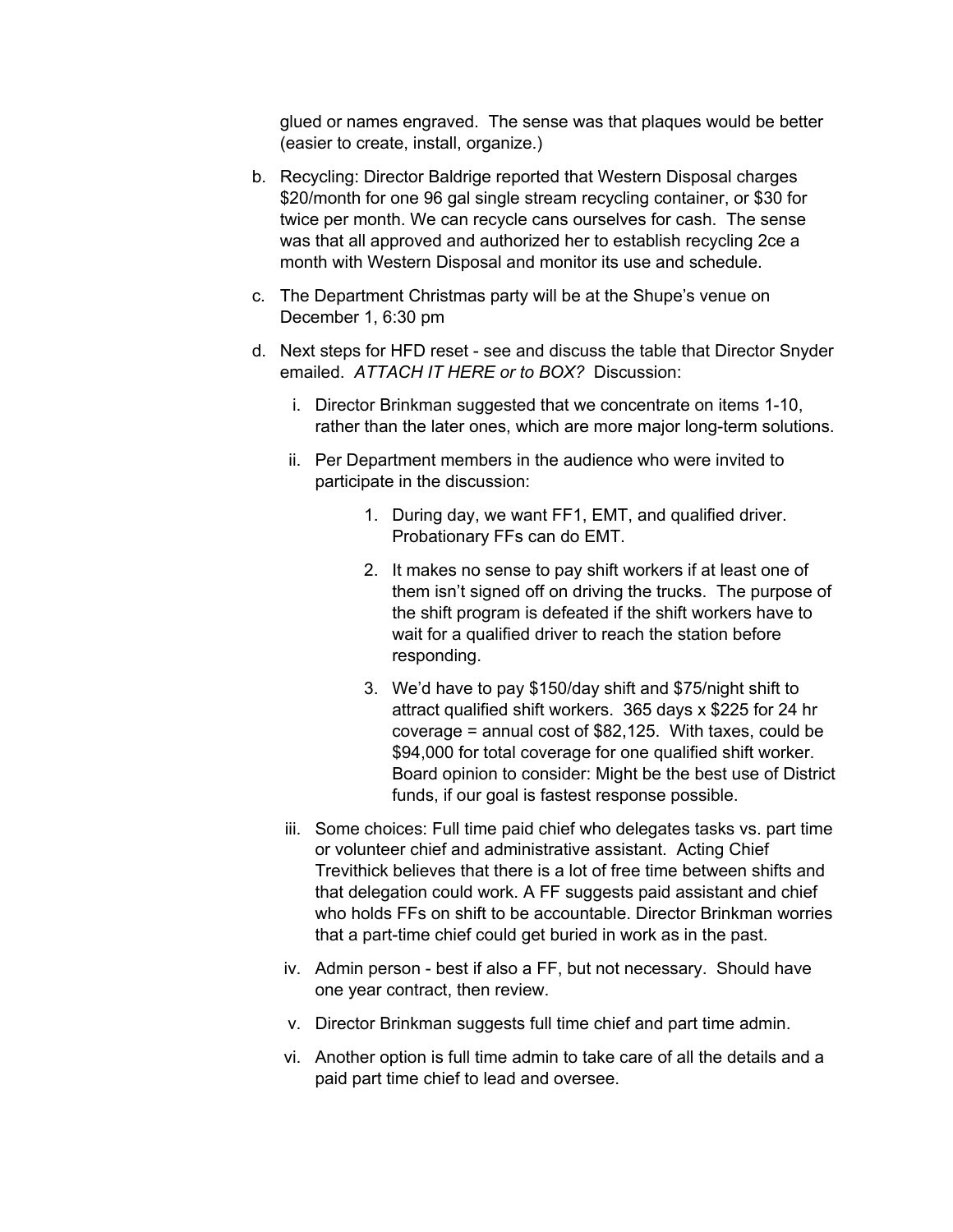glued or names engraved. The sense was that plaques would be better (easier to create, install, organize.)

b. Recycling: Director Baldrige reported that Western Disposal charges $20/month for one 96 gal single stream recycling container, or $30 for twice per month. We can recycle cans ourselves for cash. The sense was that all approved and authorized her to establish recycling 2ce a month with Western Disposal and monitor its use and schedule.

c. The Department Christmas party will be at the Shupe's venue on December 1, 6:30 pm

d. Next steps for HFD reset - see and discuss the table that Director Snyder emailed. *ATTACH IT HERE or to BOX?* Discussion:

   i. Director Brinkman suggested that we concentrate on items 1-10, rather than the later ones, which are more major long-term solutions.

   ii. Per Department members in the audience who were invited to participate in the discussion:

      1. During day, we want FF1, EMT, and qualified driver. Probationary FFs can do EMT.

      2. It makes no sense to pay shift workers if at least one of them isn't signed off on driving the trucks. The purpose of the shift program is defeated if the shift workers have to wait for a qualified driver to reach the station before responding.

      3. We'd have to pay $150/day shift and $75/night shift to attract qualified shift workers. 365 days x $225 for 24 hr coverage = annual cost of $82,125. With taxes, could be $94,000 for total coverage for one qualified shift worker. Board opinion to consider: Might be the best use of District funds, if our goal is fastest response possible.

   iii. Some choices: Full time paid chief who delegates tasks vs. part time or volunteer chief and administrative assistant. Acting Chief Trevithick believes that there is a lot of free time between shifts and that delegation could work. A FF suggests paid assistant and chief who holds FFs on shift to be accountable. Director Brinkman worries that a part-time chief could get buried in work as in the past.

   iv. Admin person - best if also a FF, but not necessary. Should have one year contract, then review.

   v. Director Brinkman suggests full time chief and part time admin.

   vi. Another option is full time admin to take care of all the details and a paid part time chief to lead and oversee.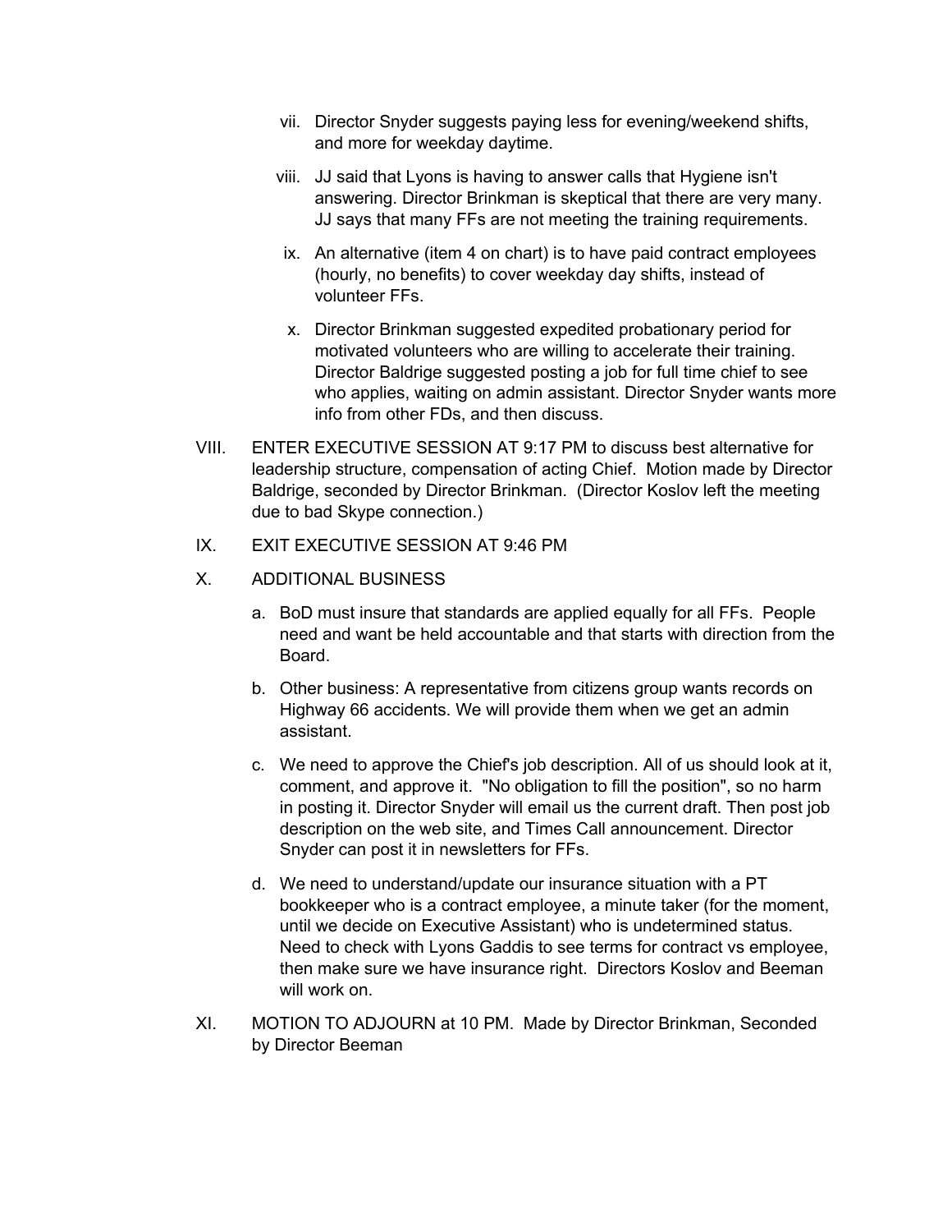vii. Director Snyder suggests paying less for evening/weekend shifts, and more for weekday daytime.

viii. JJ said that Lyons is having to answer calls that Hygiene isn't answering. Director Brinkman is skeptical that there are very many. JJ says that many FFs are not meeting the training requirements.

ix. An alternative (item 4 on chart) is to have paid contract employees (hourly, no benefits) to cover weekday day shifts, instead of volunteer FFs.

x. Director Brinkman suggested expedited probationary period for motivated volunteers who are willing to accelerate their training. Director Baldrige suggested posting a job for full time chief to see who applies, waiting on admin assistant. Director Snyder wants more info from other FDs, and then discuss.

VIII. ENTER EXECUTIVE SESSION AT 9:17 PM to discuss best alternative for leadership structure, compensation of acting Chief. Motion made by Director Baldrige, seconded by Director Brinkman. (Director Koslov left the meeting due to bad Skype connection.)

IX. EXIT EXECUTIVE SESSION AT 9:46 PM

X. ADDITIONAL BUSINESS

a. BoD must insure that standards are applied equally for all FFs. People need and want be held accountable and that starts with direction from the Board.

b. Other business: A representative from citizens group wants records on Highway 66 accidents. We will provide them when we get an admin assistant.

c. We need to approve the Chief's job description. All of us should look at it, comment, and approve it. "No obligation to fill the position", so no harm in posting it. Director Snyder will email us the current draft. Then post job description on the web site, and Times Call announcement. Director Snyder can post it in newsletters for FFs.

d. We need to understand/update our insurance situation with a PT bookkeeper who is a contract employee, a minute taker (for the moment, until we decide on Executive Assistant) who is undetermined status. Need to check with Lyons Gaddis to see terms for contract vs employee, then make sure we have insurance right. Directors Koslov and Beeman will work on.

XI. MOTION TO ADJOURN at 10 PM. Made by Director Brinkman, Seconded by Director Beeman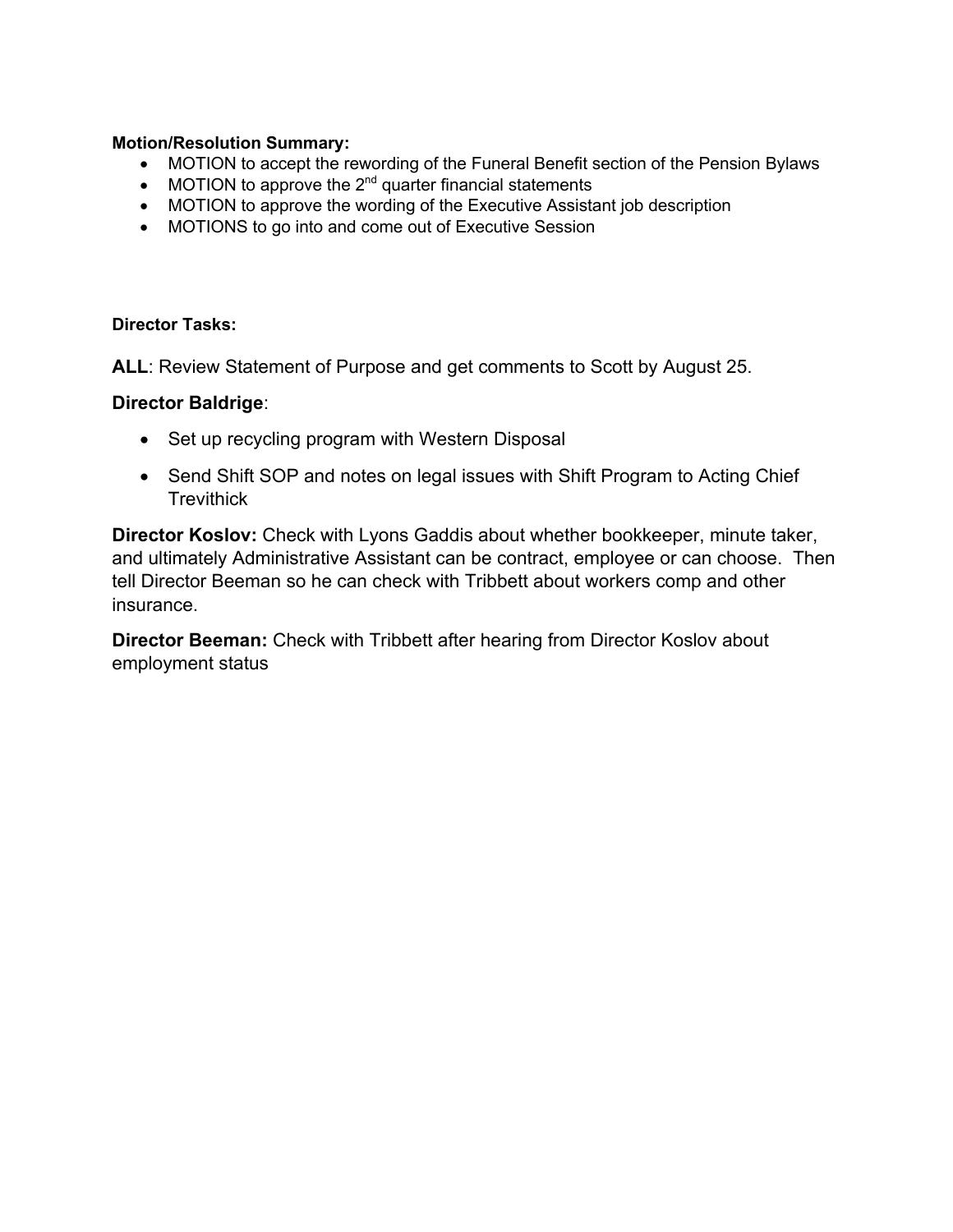**Motion/Resolution Summary:**

- MOTION to accept the rewording of the Funeral Benefit section of the Pension Bylaws
- MOTION to approve the 2nd quarter financial statements
- MOTION to approve the wording of the Executive Assistant job description
- MOTIONS to go into and come out of Executive Session

**Director Tasks:**

**ALL**: Review Statement of Purpose and get comments to Scott by August 25.

**Director Baldrige**:

- Set up recycling program with Western Disposal
- Send Shift SOP and notes on legal issues with Shift Program to Acting Chief Trevithick

**Director Koslov:** Check with Lyons Gaddis about whether bookkeeper, minute taker, and ultimately Administrative Assistant can be contract, employee or can choose. Then tell Director Beeman so he can check with Tribbett about workers comp and other insurance.

**Director Beeman:** Check with Tribbett after hearing from Director Koslov about employment status